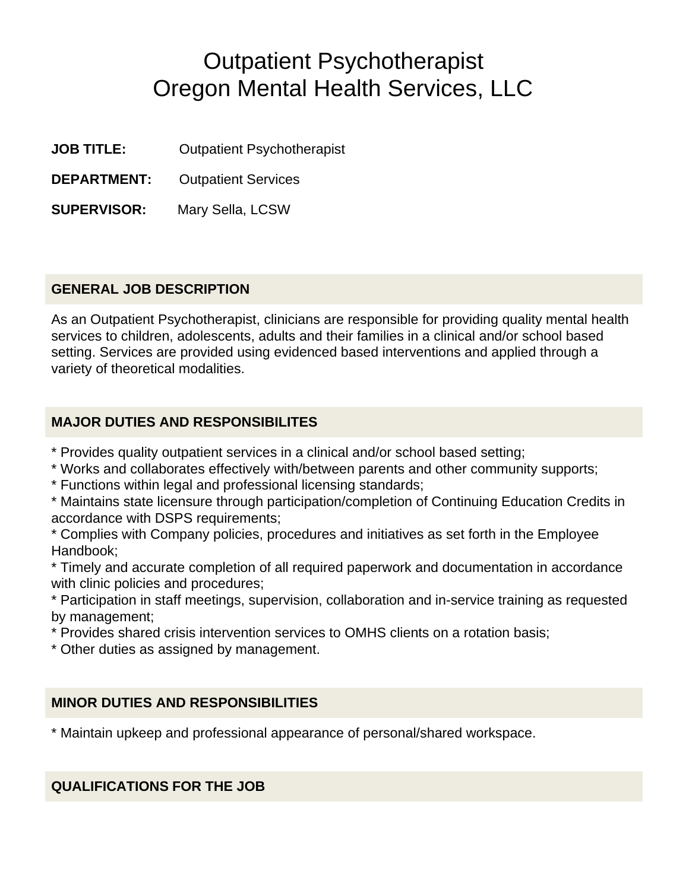# Outpatient Psychotherapist
# Oregon Mental Health Services, LLC

**JOB TITLE:** Outpatient Psychotherapist

**DEPARTMENT:** Outpatient Services

**SUPERVISOR:** Mary Sella, LCSW

## GENERAL JOB DESCRIPTION

As an Outpatient Psychotherapist, clinicians are responsible for providing quality mental health services to children, adolescents, adults and their families in a clinical and/or school based setting. Services are provided using evidenced based interventions and applied through a variety of theoretical modalities.

## MAJOR DUTIES AND RESPONSIBILITES

* Provides quality outpatient services in a clinical and/or school based setting;
* Works and collaborates effectively with/between parents and other community supports;
* Functions within legal and professional licensing standards;
* Maintains state licensure through participation/completion of Continuing Education Credits in accordance with DSPS requirements;
* Complies with Company policies, procedures and initiatives as set forth in the Employee Handbook;
* Timely and accurate completion of all required paperwork and documentation in accordance with clinic policies and procedures;
* Participation in staff meetings, supervision, collaboration and in-service training as requested by management;
* Provides shared crisis intervention services to OMHS clients on a rotation basis;
* Other duties as assigned by management.

## MINOR DUTIES AND RESPONSIBILITIES

* Maintain upkeep and professional appearance of personal/shared workspace.

## QUALIFICATIONS FOR THE JOB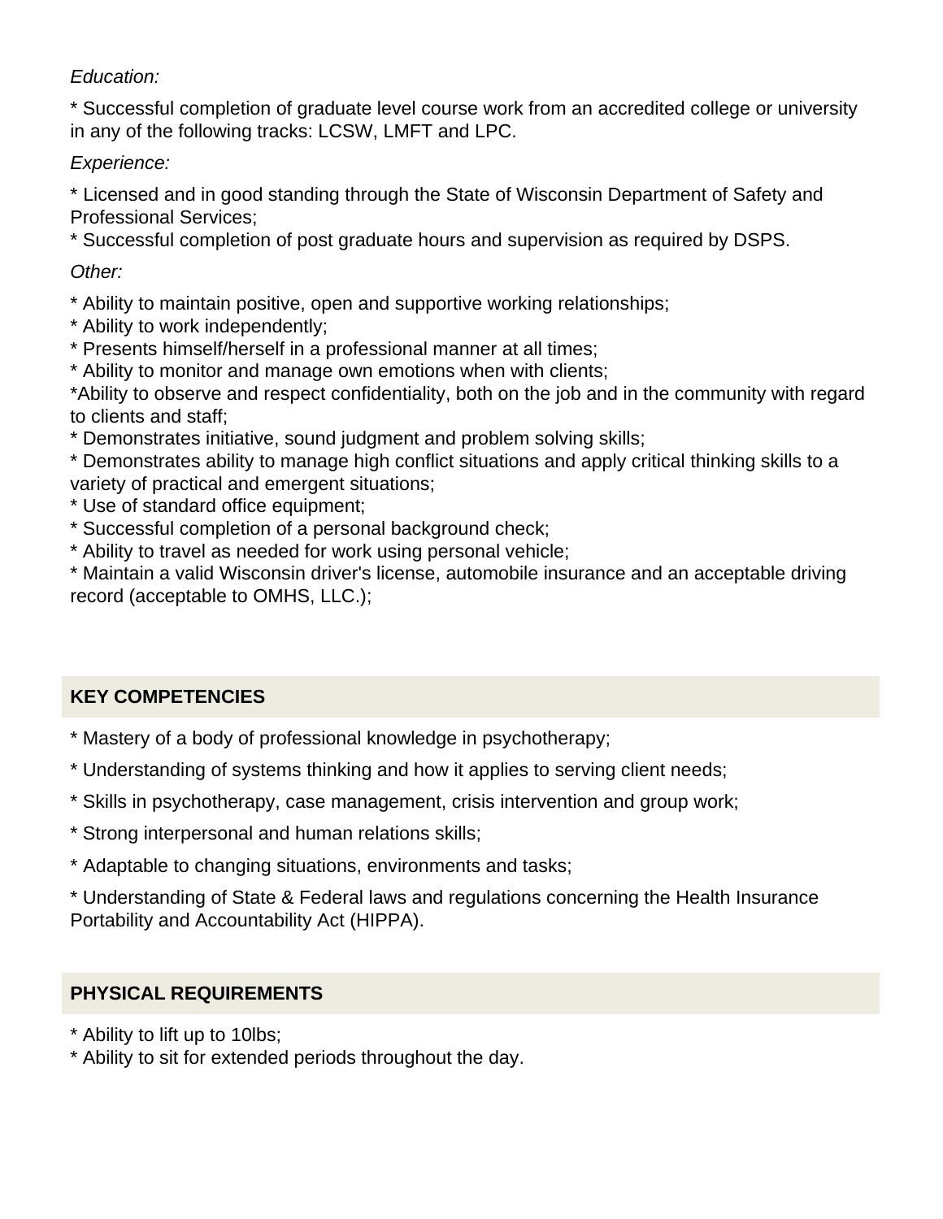*Education:*

* Successful completion of graduate level course work from an accredited college or university in any of the following tracks: LCSW, LMFT and LPC.

*Experience:*

* Licensed and in good standing through the State of Wisconsin Department of Safety and Professional Services;
* Successful completion of post graduate hours and supervision as required by DSPS.

*Other:*

* Ability to maintain positive, open and supportive working relationships;
* Ability to work independently;
* Presents himself/herself in a professional manner at all times;
* Ability to monitor and manage own emotions when with clients;
*Ability to observe and respect confidentiality, both on the job and in the community with regard to clients and staff;
* Demonstrates initiative, sound judgment and problem solving skills;
* Demonstrates ability to manage high conflict situations and apply critical thinking skills to a variety of practical and emergent situations;
* Use of standard office equipment;
* Successful completion of a personal background check;
* Ability to travel as needed for work using personal vehicle;
* Maintain a valid Wisconsin driver's license, automobile insurance and an acceptable driving record (acceptable to OMHS, LLC.);

## KEY COMPETENCIES

* Mastery of a body of professional knowledge in psychotherapy;

* Understanding of systems thinking and how it applies to serving client needs;

* Skills in psychotherapy, case management, crisis intervention and group work;

* Strong interpersonal and human relations skills;

* Adaptable to changing situations, environments and tasks;

* Understanding of State & Federal laws and regulations concerning the Health Insurance Portability and Accountability Act (HIPPA).

## PHYSICAL REQUIREMENTS

* Ability to lift up to 10lbs;
* Ability to sit for extended periods throughout the day.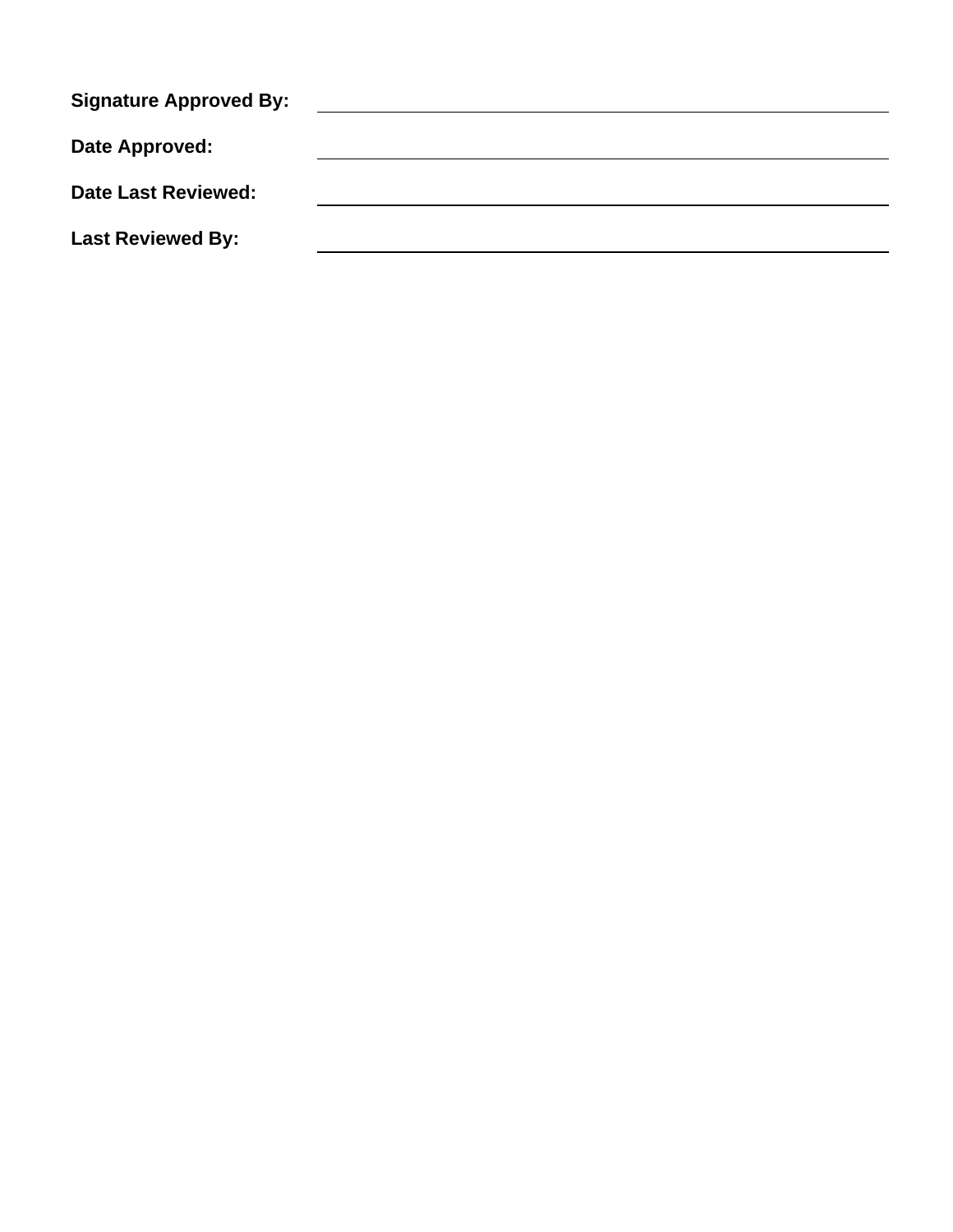**Signature Approved By:** ______________________________

**Date Approved:** ______________________________

**Date Last Reviewed:** ______________________________

**Last Reviewed By:** ______________________________